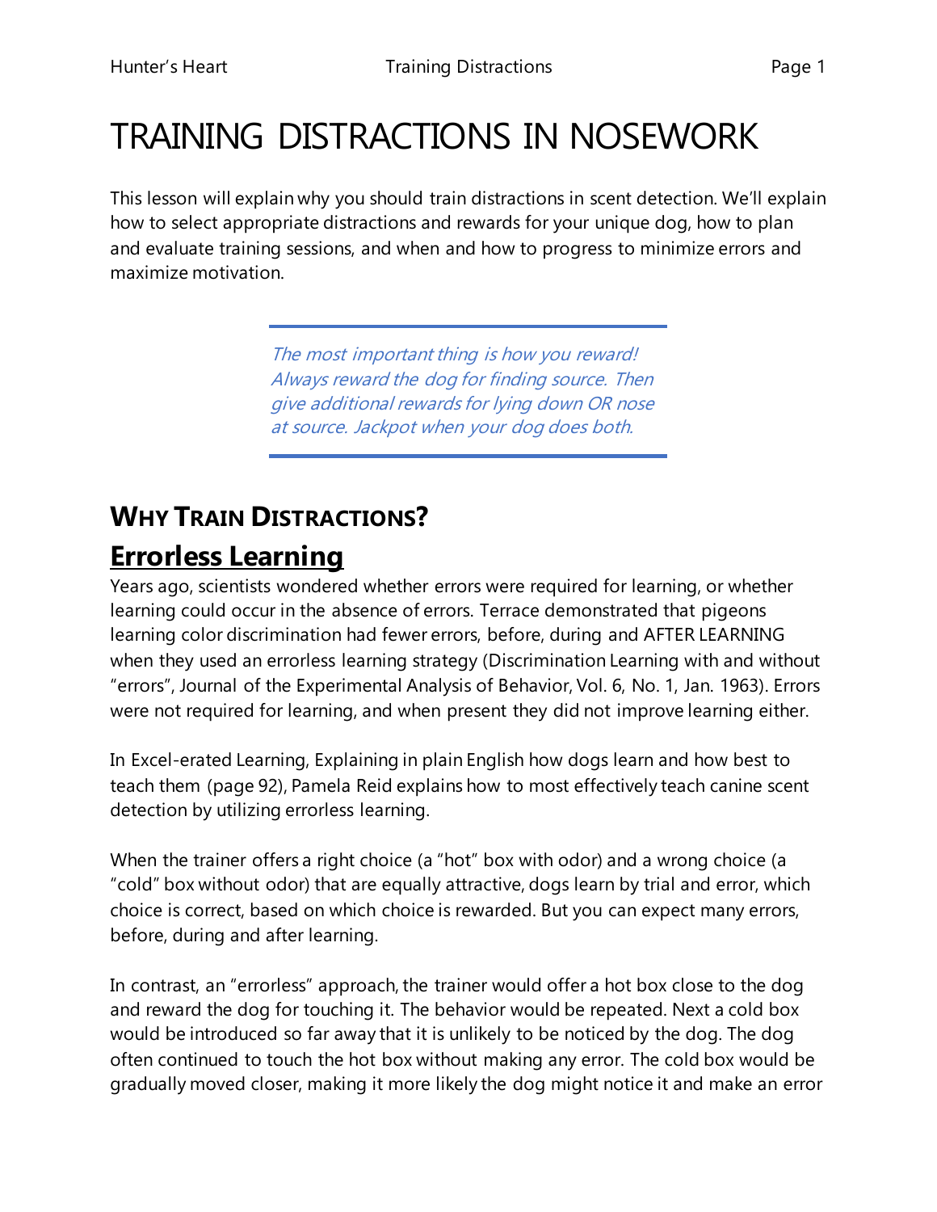# TRAINING DISTRACTIONS IN NOSEWORK

This lesson will explain why you should train distractions in scent detection. We'll explain how to select appropriate distractions and rewards for your unique dog, how to plan and evaluate training sessions, and when and how to progress to minimize errors and maximize motivation.

> *The most important thing is how you reward! Always reward the dog for finding source. Then give additional rewards for lying down OR nose at source. Jackpot when your dog does both.*

## WHY TRAIN DISTRACTIONS?

### Errorless Learning

Years ago, scientists wondered whether errors were required for learning, or whether learning could occur in the absence of errors. Terrace demonstrated that pigeons learning color discrimination had fewer errors, before, during and AFTER LEARNING when they used an errorless learning strategy (Discrimination Learning with and without "errors", Journal of the Experimental Analysis of Behavior, Vol. 6, No. 1, Jan. 1963). Errors were not required for learning, and when present they did not improve learning either.

In Excel-erated Learning, Explaining in plain English how dogs learn and how best to teach them (page 92), Pamela Reid explains how to most effectively teach canine scent detection by utilizing errorless learning.

When the trainer offers a right choice (a "hot" box with odor) and a wrong choice (a "cold" box without odor) that are equally attractive, dogs learn by trial and error, which choice is correct, based on which choice is rewarded. But you can expect many errors, before, during and after learning.

In contrast, an "errorless" approach, the trainer would offer a hot box close to the dog and reward the dog for touching it. The behavior would be repeated. Next a cold box would be introduced so far away that it is unlikely to be noticed by the dog. The dog often continued to touch the hot box without making any error. The cold box would be gradually moved closer, making it more likely the dog might notice it and make an error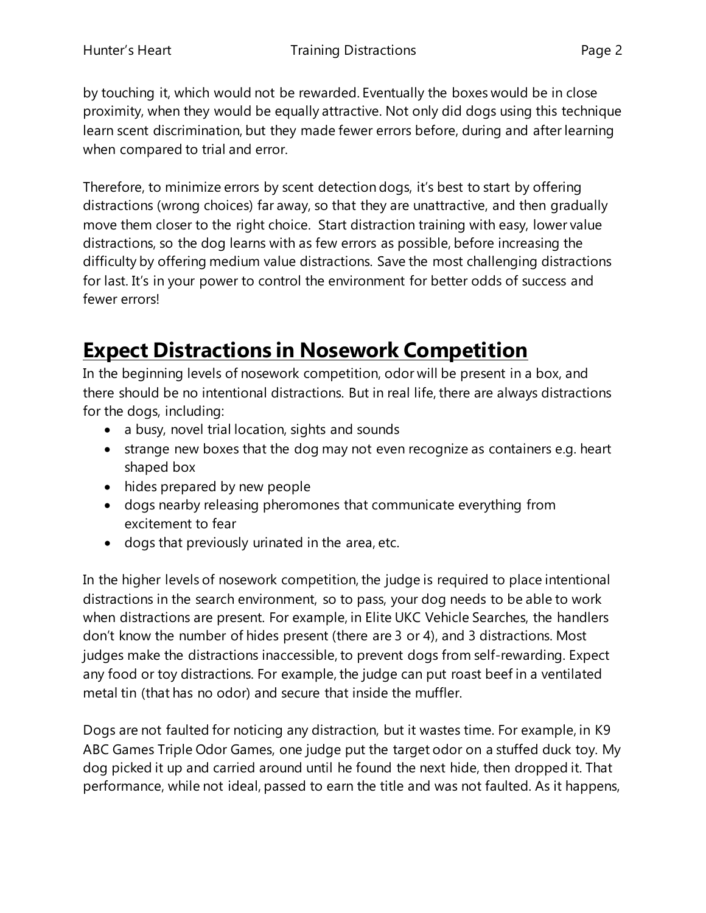by touching it, which would not be rewarded. Eventually the boxes would be in close proximity, when they would be equally attractive. Not only did dogs using this technique learn scent discrimination, but they made fewer errors before, during and after learning when compared to trial and error.

Therefore, to minimize errors by scent detection dogs, it's best to start by offering distractions (wrong choices) far away, so that they are unattractive, and then gradually move them closer to the right choice. Start distraction training with easy, lower value distractions, so the dog learns with as few errors as possible, before increasing the difficulty by offering medium value distractions. Save the most challenging distractions for last. It's in your power to control the environment for better odds of success and fewer errors!

## Expect Distractions in Nosework Competition

In the beginning levels of nosework competition, odor will be present in a box, and there should be no intentional distractions. But in real life, there are always distractions for the dogs, including:

- a busy, novel trial location, sights and sounds
- strange new boxes that the dog may not even recognize as containers e.g. heart shaped box
- hides prepared by new people
- dogs nearby releasing pheromones that communicate everything from excitement to fear
- dogs that previously urinated in the area, etc.

In the higher levels of nosework competition, the judge is required to place intentional distractions in the search environment, so to pass, your dog needs to be able to work when distractions are present. For example, in Elite UKC Vehicle Searches, the handlers don't know the number of hides present (there are 3 or 4), and 3 distractions. Most judges make the distractions inaccessible, to prevent dogs from self-rewarding. Expect any food or toy distractions. For example, the judge can put roast beef in a ventilated metal tin (that has no odor) and secure that inside the muffler.

Dogs are not faulted for noticing any distraction, but it wastes time. For example, in K9 ABC Games Triple Odor Games, one judge put the target odor on a stuffed duck toy. My dog picked it up and carried around until he found the next hide, then dropped it. That performance, while not ideal, passed to earn the title and was not faulted. As it happens,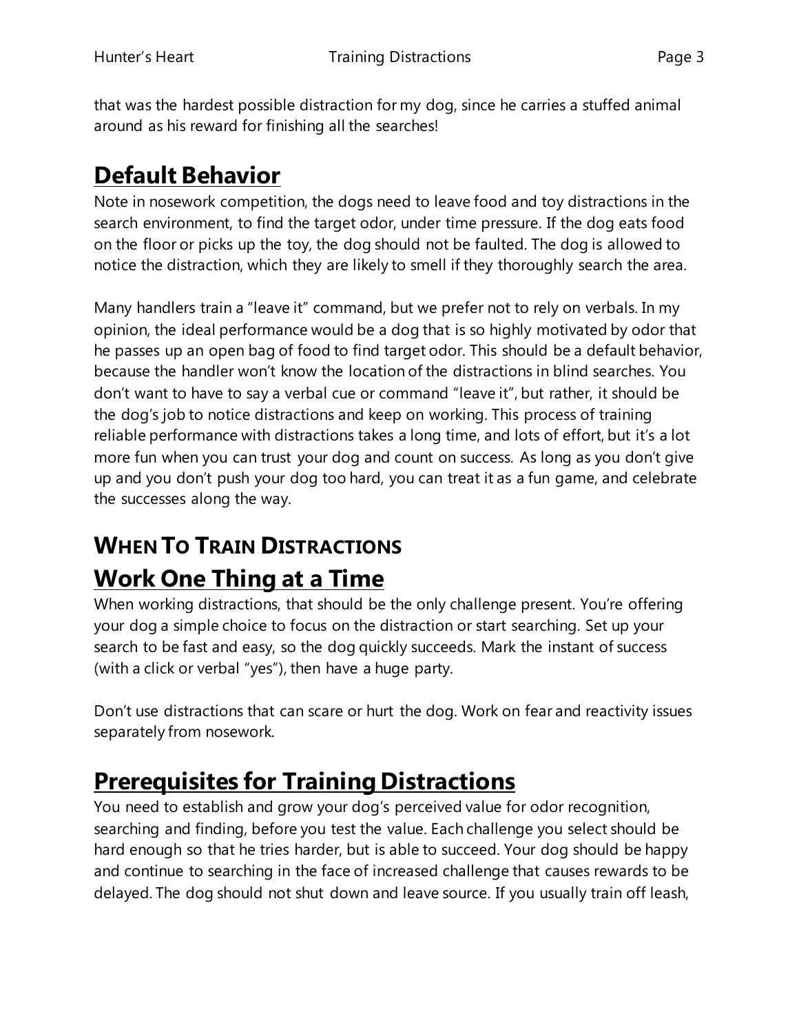that was the hardest possible distraction for my dog, since he carries a stuffed animal around as his reward for finishing all the searches!

## Default Behavior

Note in nosework competition, the dogs need to leave food and toy distractions in the search environment, to find the target odor, under time pressure. If the dog eats food on the floor or picks up the toy, the dog should not be faulted. The dog is allowed to notice the distraction, which they are likely to smell if they thoroughly search the area.

Many handlers train a "leave it" command, but we prefer not to rely on verbals. In my opinion, the ideal performance would be a dog that is so highly motivated by odor that he passes up an open bag of food to find target odor. This should be a default behavior, because the handler won't know the location of the distractions in blind searches. You don't want to have to say a verbal cue or command "leave it", but rather, it should be the dog's job to notice distractions and keep on working. This process of training reliable performance with distractions takes a long time, and lots of effort, but it's a lot more fun when you can trust your dog and count on success. As long as you don't give up and you don't push your dog too hard, you can treat it as a fun game, and celebrate the successes along the way.

# When To Train Distractions

## Work One Thing at a Time

When working distractions, that should be the only challenge present. You're offering your dog a simple choice to focus on the distraction or start searching. Set up your search to be fast and easy, so the dog quickly succeeds. Mark the instant of success (with a click or verbal "yes"), then have a huge party.

Don't use distractions that can scare or hurt the dog. Work on fear and reactivity issues separately from nosework.

## Prerequisites for Training Distractions

You need to establish and grow your dog's perceived value for odor recognition, searching and finding, before you test the value. Each challenge you select should be hard enough so that he tries harder, but is able to succeed. Your dog should be happy and continue to searching in the face of increased challenge that causes rewards to be delayed. The dog should not shut down and leave source. If you usually train off leash,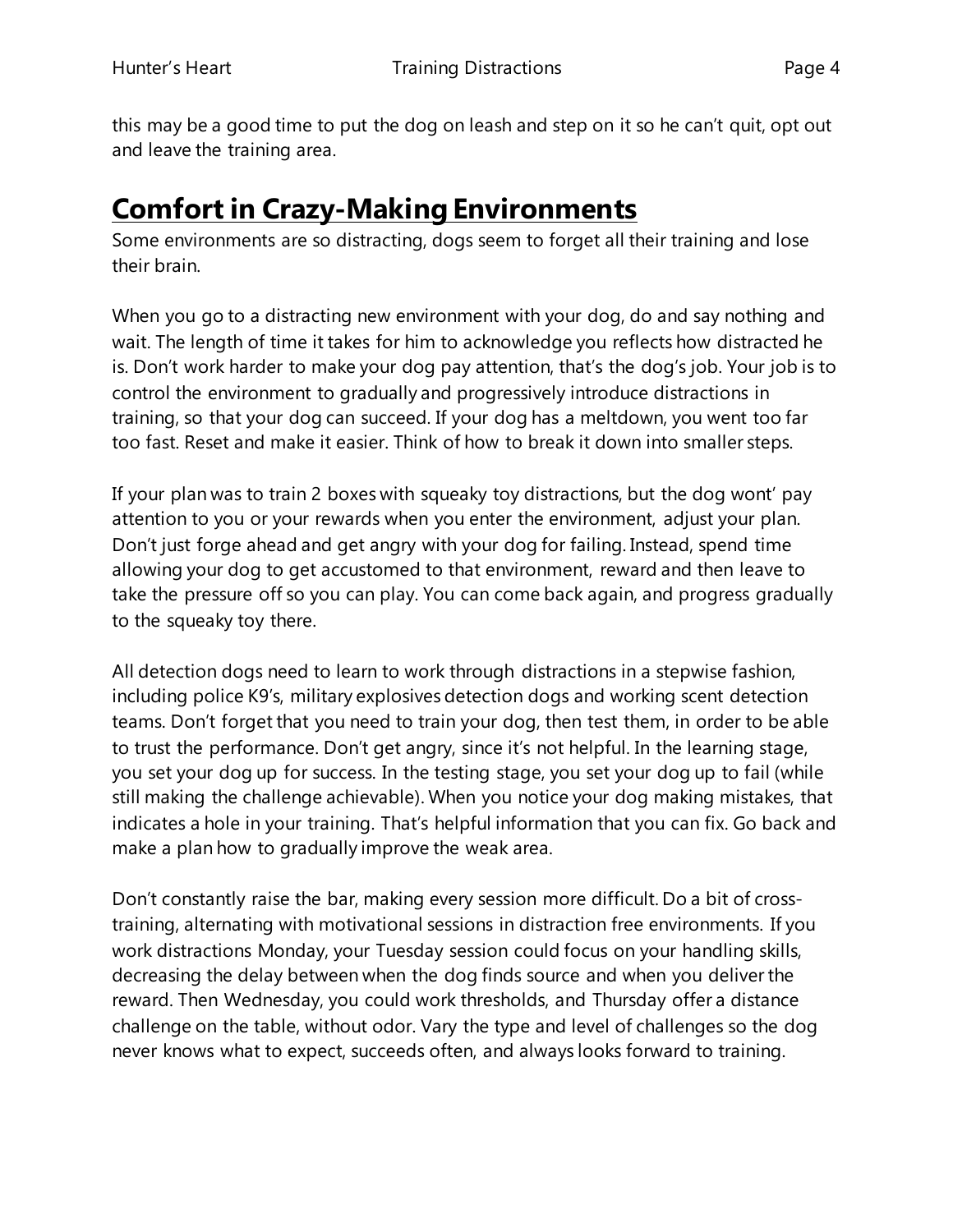this may be a good time to put the dog on leash and step on it so he can't quit, opt out and leave the training area.

## Comfort in Crazy-Making Environments

Some environments are so distracting, dogs seem to forget all their training and lose their brain.

When you go to a distracting new environment with your dog, do and say nothing and wait. The length of time it takes for him to acknowledge you reflects how distracted he is. Don't work harder to make your dog pay attention, that's the dog's job. Your job is to control the environment to gradually and progressively introduce distractions in training, so that your dog can succeed. If your dog has a meltdown, you went too far too fast. Reset and make it easier. Think of how to break it down into smaller steps.

If your plan was to train 2 boxes with squeaky toy distractions, but the dog wont' pay attention to you or your rewards when you enter the environment, adjust your plan. Don't just forge ahead and get angry with your dog for failing. Instead, spend time allowing your dog to get accustomed to that environment, reward and then leave to take the pressure off so you can play. You can come back again, and progress gradually to the squeaky toy there.

All detection dogs need to learn to work through distractions in a stepwise fashion, including police K9's, military explosives detection dogs and working scent detection teams. Don't forget that you need to train your dog, then test them, in order to be able to trust the performance. Don't get angry, since it's not helpful. In the learning stage, you set your dog up for success. In the testing stage, you set your dog up to fail (while still making the challenge achievable). When you notice your dog making mistakes, that indicates a hole in your training. That's helpful information that you can fix. Go back and make a plan how to gradually improve the weak area.

Don't constantly raise the bar, making every session more difficult. Do a bit of cross-training, alternating with motivational sessions in distraction free environments. If you work distractions Monday, your Tuesday session could focus on your handling skills, decreasing the delay between when the dog finds source and when you deliver the reward. Then Wednesday, you could work thresholds, and Thursday offer a distance challenge on the table, without odor. Vary the type and level of challenges so the dog never knows what to expect, succeeds often, and always looks forward to training.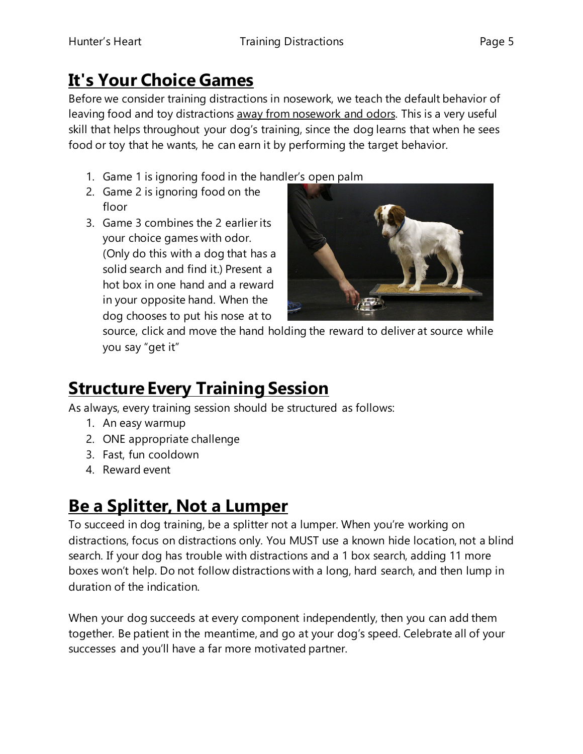## It's Your Choice Games

Before we consider training distractions in nosework, we teach the default behavior of leaving food and toy distractions away from nosework and odors. This is a very useful skill that helps throughout your dog's training, since the dog learns that when he sees food or toy that he wants, he can earn it by performing the target behavior.

1. Game 1 is ignoring food in the handler's open palm
2. Game 2 is ignoring food on the floor
3. Game 3 combines the 2 earlier its your choice games with odor. (Only do this with a dog that has a solid search and find it.) Present a hot box in one hand and a reward in your opposite hand. When the dog chooses to put his nose at to source, click and move the hand holding the reward to deliver at source while you say "get it"

## Structure Every Training Session

As always, every training session should be structured as follows:

1. An easy warmup
2. ONE appropriate challenge
3. Fast, fun cooldown
4. Reward event

## Be a Splitter, Not a Lumper

To succeed in dog training, be a splitter not a lumper. When you're working on distractions, focus on distractions only. You MUST use a known hide location, not a blind search. If your dog has trouble with distractions and a 1 box search, adding 11 more boxes won't help. Do not follow distractions with a long, hard search, and then lump in duration of the indication.

When your dog succeeds at every component independently, then you can add them together. Be patient in the meantime, and go at your dog's speed. Celebrate all of your successes and you'll have a far more motivated partner.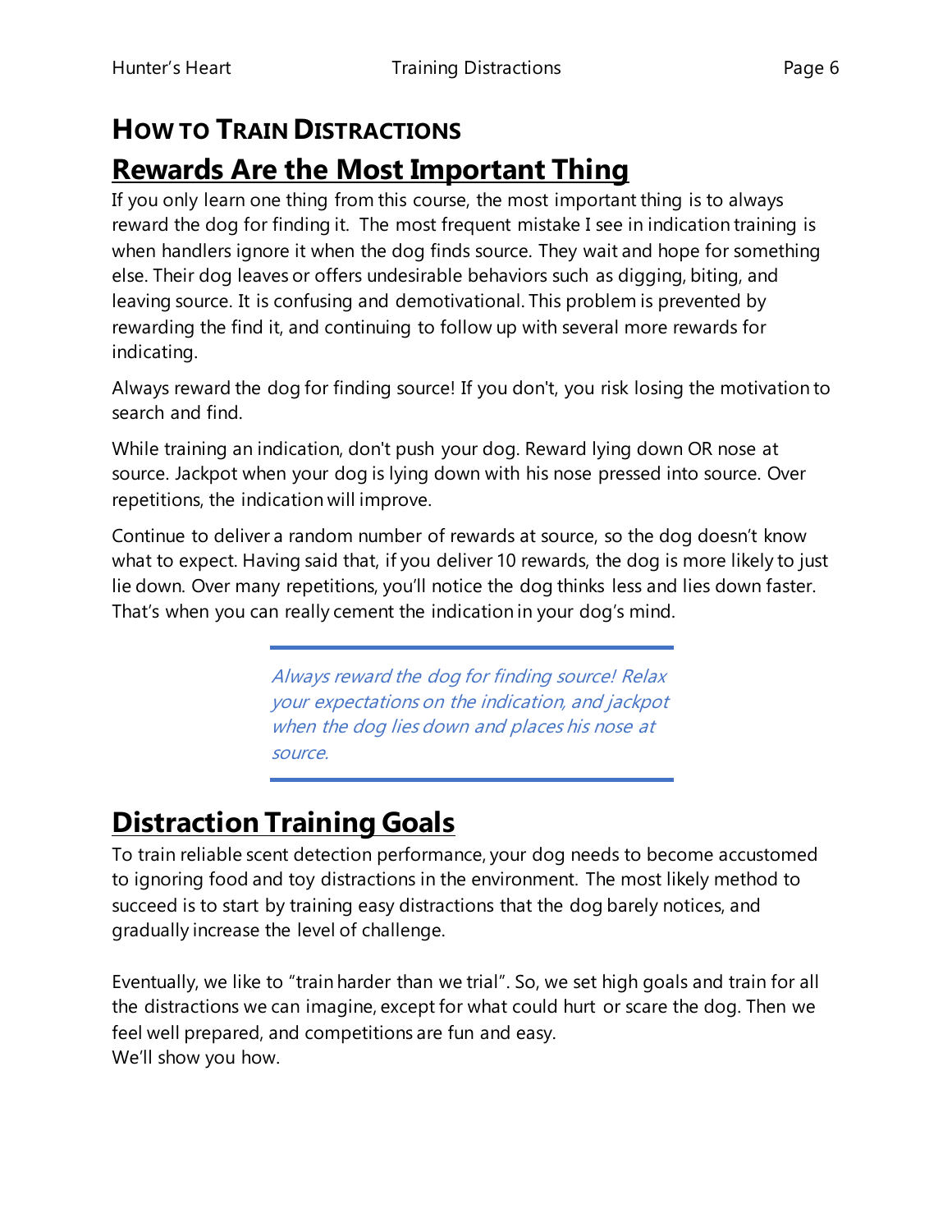# How to Train Distractions

## Rewards Are the Most Important Thing

If you only learn one thing from this course, the most important thing is to always reward the dog for finding it. The most frequent mistake I see in indication training is when handlers ignore it when the dog finds source. They wait and hope for something else. Their dog leaves or offers undesirable behaviors such as digging, biting, and leaving source. It is confusing and demotivational. This problem is prevented by rewarding the find it, and continuing to follow up with several more rewards for indicating.

Always reward the dog for finding source! If you don't, you risk losing the motivation to search and find.

While training an indication, don't push your dog. Reward lying down OR nose at source. Jackpot when your dog is lying down with his nose pressed into source. Over repetitions, the indication will improve.

Continue to deliver a random number of rewards at source, so the dog doesn't know what to expect. Having said that, if you deliver 10 rewards, the dog is more likely to just lie down. Over many repetitions, you'll notice the dog thinks less and lies down faster. That's when you can really cement the indication in your dog's mind.

> *Always reward the dog for finding source! Relax your expectations on the indication, and jackpot when the dog lies down and places his nose at source.*

## Distraction Training Goals

To train reliable scent detection performance, your dog needs to become accustomed to ignoring food and toy distractions in the environment. The most likely method to succeed is to start by training easy distractions that the dog barely notices, and gradually increase the level of challenge.

Eventually, we like to "train harder than we trial". So, we set high goals and train for all the distractions we can imagine, except for what could hurt or scare the dog. Then we feel well prepared, and competitions are fun and easy.
We'll show you how.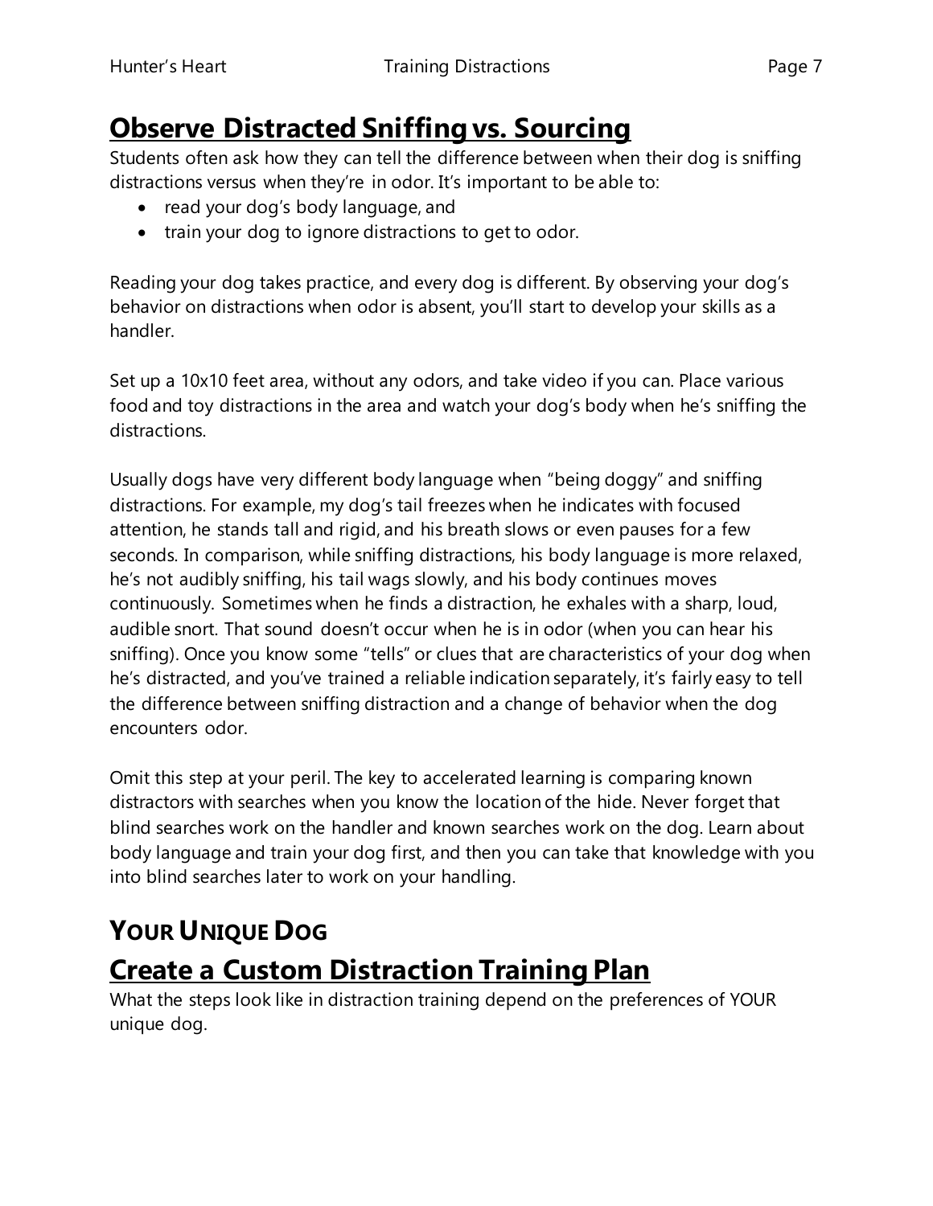## Observe Distracted Sniffing vs. Sourcing

Students often ask how they can tell the difference between when their dog is sniffing distractions versus when they're in odor. It's important to be able to:

- read your dog's body language, and
- train your dog to ignore distractions to get to odor.

Reading your dog takes practice, and every dog is different. By observing your dog's behavior on distractions when odor is absent, you'll start to develop your skills as a handler.

Set up a 10x10 feet area, without any odors, and take video if you can. Place various food and toy distractions in the area and watch your dog's body when he's sniffing the distractions.

Usually dogs have very different body language when "being doggy" and sniffing distractions. For example, my dog's tail freezes when he indicates with focused attention, he stands tall and rigid, and his breath slows or even pauses for a few seconds. In comparison, while sniffing distractions, his body language is more relaxed, he's not audibly sniffing, his tail wags slowly, and his body continues moves continuously. Sometimes when he finds a distraction, he exhales with a sharp, loud, audible snort. That sound doesn't occur when he is in odor (when you can hear his sniffing). Once you know some "tells" or clues that are characteristics of your dog when he's distracted, and you've trained a reliable indication separately, it's fairly easy to tell the difference between sniffing distraction and a change of behavior when the dog encounters odor.

Omit this step at your peril. The key to accelerated learning is comparing known distractors with searches when you know the location of the hide. Never forget that blind searches work on the handler and known searches work on the dog. Learn about body language and train your dog first, and then you can take that knowledge with you into blind searches later to work on your handling.

# YOUR UNIQUE DOG

## Create a Custom Distraction Training Plan

What the steps look like in distraction training depend on the preferences of YOUR unique dog.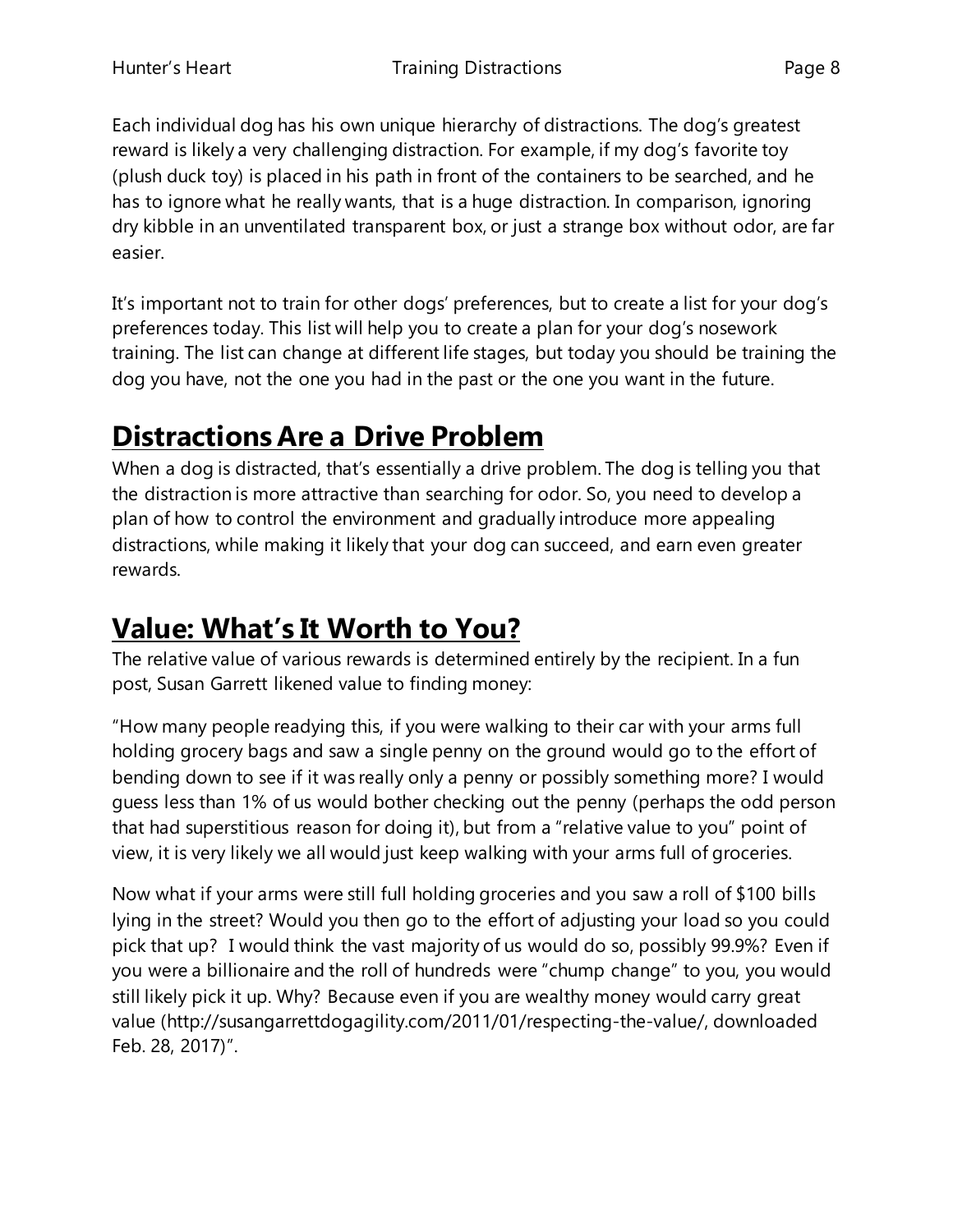Each individual dog has his own unique hierarchy of distractions. The dog's greatest reward is likely a very challenging distraction. For example, if my dog's favorite toy (plush duck toy) is placed in his path in front of the containers to be searched, and he has to ignore what he really wants, that is a huge distraction. In comparison, ignoring dry kibble in an unventilated transparent box, or just a strange box without odor, are far easier.

It's important not to train for other dogs' preferences, but to create a list for your dog's preferences today. This list will help you to create a plan for your dog's nosework training. The list can change at different life stages, but today you should be training the dog you have, not the one you had in the past or the one you want in the future.

## Distractions Are a Drive Problem

When a dog is distracted, that's essentially a drive problem. The dog is telling you that the distraction is more attractive than searching for odor. So, you need to develop a plan of how to control the environment and gradually introduce more appealing distractions, while making it likely that your dog can succeed, and earn even greater rewards.

## Value: What's It Worth to You?

The relative value of various rewards is determined entirely by the recipient. In a fun post, Susan Garrett likened value to finding money:

"How many people readying this, if you were walking to their car with your arms full holding grocery bags and saw a single penny on the ground would go to the effort of bending down to see if it was really only a penny or possibly something more? I would guess less than 1% of us would bother checking out the penny (perhaps the odd person that had superstitious reason for doing it), but from a "relative value to you" point of view, it is very likely we all would just keep walking with your arms full of groceries.

Now what if your arms were still full holding groceries and you saw a roll of $100 bills lying in the street? Would you then go to the effort of adjusting your load so you could pick that up? I would think the vast majority of us would do so, possibly 99.9%? Even if you were a billionaire and the roll of hundreds were "chump change" to you, you would still likely pick it up. Why? Because even if you are wealthy money would carry great value (http://susangarrettdogagility.com/2011/01/respecting-the-value/, downloaded Feb. 28, 2017)".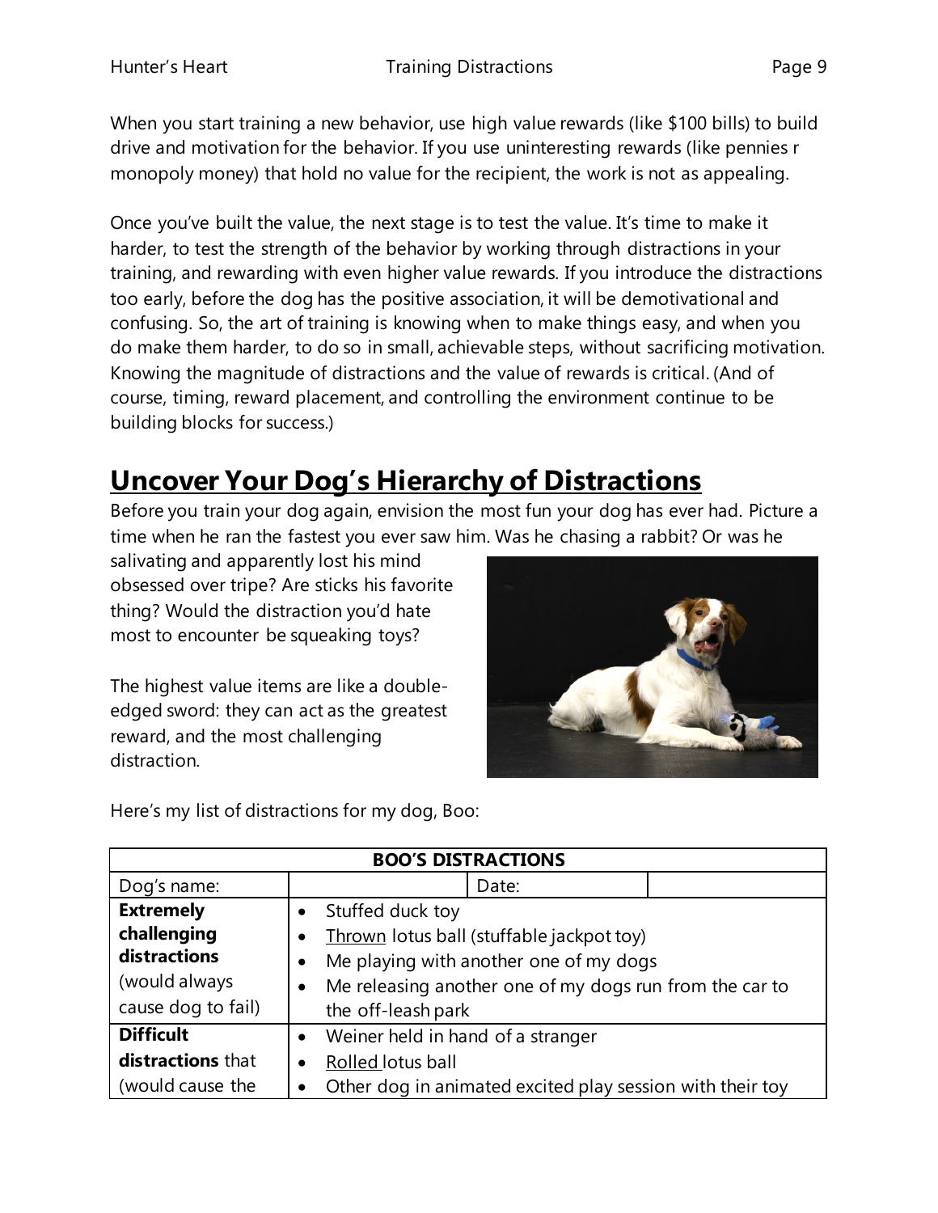When you start training a new behavior, use high value rewards (like $100 bills) to build drive and motivation for the behavior. If you use uninteresting rewards (like pennies r monopoly money) that hold no value for the recipient, the work is not as appealing.

Once you've built the value, the next stage is to test the value. It's time to make it harder, to test the strength of the behavior by working through distractions in your training, and rewarding with even higher value rewards. If you introduce the distractions too early, before the dog has the positive association, it will be demotivational and confusing. So, the art of training is knowing when to make things easy, and when you do make them harder, to do so in small, achievable steps, without sacrificing motivation. Knowing the magnitude of distractions and the value of rewards is critical. (And of course, timing, reward placement, and controlling the environment continue to be building blocks for success.)

## Uncover Your Dog's Hierarchy of Distractions

Before you train your dog again, envision the most fun your dog has ever had. Picture a time when he ran the fastest you ever saw him. Was he chasing a rabbit? Or was he salivating and apparently lost his mind obsessed over tripe? Are sticks his favorite thing? Would the distraction you'd hate most to encounter be squeaking toys?

The highest value items are like a double-edged sword: they can act as the greatest reward, and the most challenging distraction.

Here's my list of distractions for my dog, Boo:

| BOO'S DISTRACTIONS | | | |
|---|---|---|---|
| Dog's name: | | Date: | |
| **Extremely challenging distractions** (would always cause dog to fail) | • Stuffed duck toy<br>• <u>Thrown</u> lotus ball (stuffable jackpot toy)<br>• Me playing with another one of my dogs<br>• Me releasing another one of my dogs run from the car to the off-leash park | | |
| **Difficult distractions** that (would cause the | • Weiner held in hand of a stranger<br>• <u>Rolled</u> lotus ball<br>• Other dog in animated excited play session with their toy | | |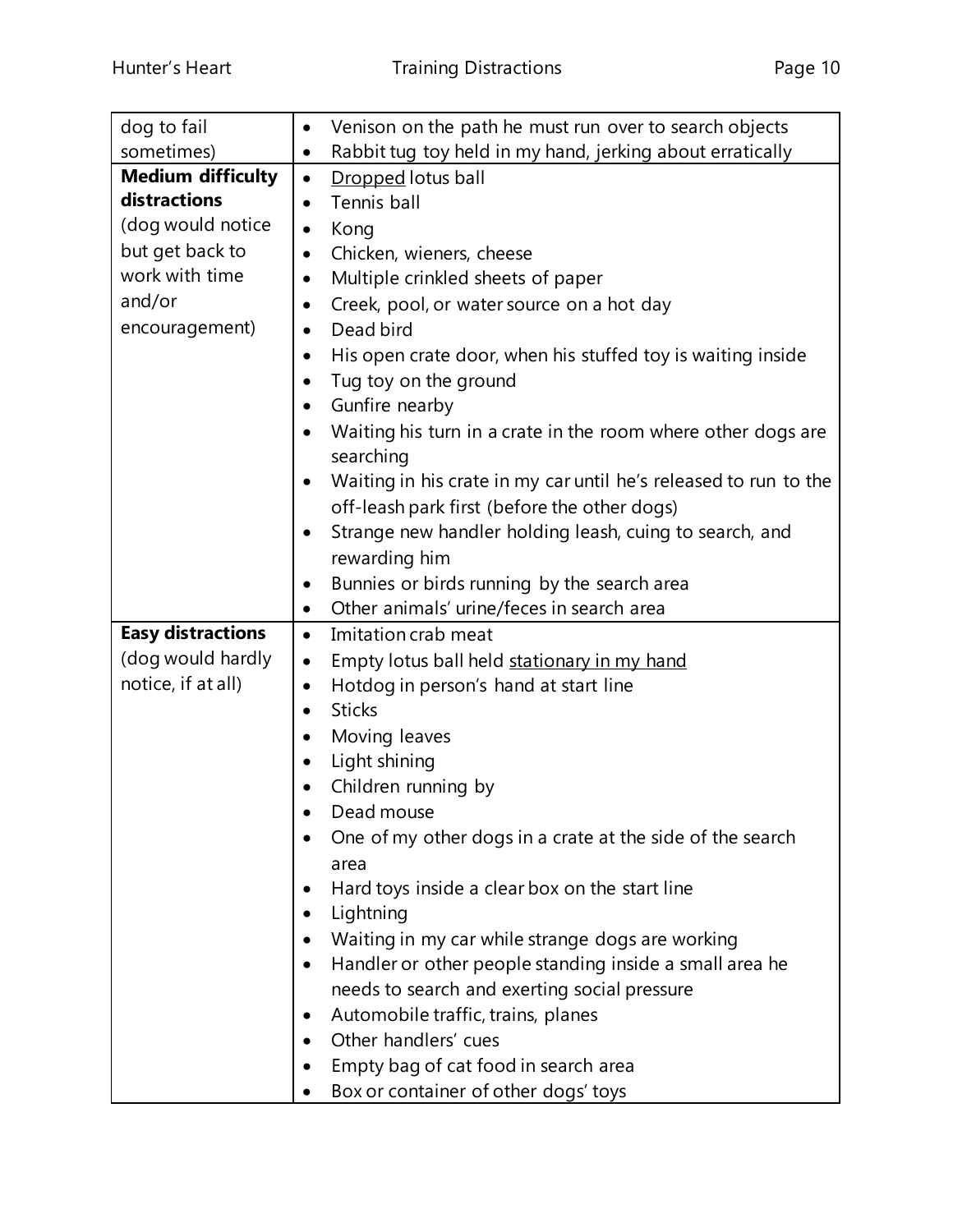| | |
|---|---|
| dog to fail sometimes) | • Venison on the path he must run over to search objects<br>• Rabbit tug toy held in my hand, jerking about erratically |
| **Medium difficulty distractions** (dog would notice but get back to work with time and/or encouragement) | • <u>Dropped</u> lotus ball<br>• Tennis ball<br>• Kong<br>• Chicken, wieners, cheese<br>• Multiple crinkled sheets of paper<br>• Creek, pool, or water source on a hot day<br>• Dead bird<br>• His open crate door, when his stuffed toy is waiting inside<br>• Tug toy on the ground<br>• Gunfire nearby<br>• Waiting his turn in a crate in the room where other dogs are searching<br>• Waiting in his crate in my car until he's released to run to the off-leash park first (before the other dogs)<br>• Strange new handler holding leash, cuing to search, and rewarding him<br>• Bunnies or birds running by the search area<br>• Other animals' urine/feces in search area |
| **Easy distractions** (dog would hardly notice, if at all) | • Imitation crab meat<br>• Empty lotus ball held <u>stationary in my hand</u><br>• Hotdog in person's hand at start line<br>• Sticks<br>• Moving leaves<br>• Light shining<br>• Children running by<br>• Dead mouse<br>• One of my other dogs in a crate at the side of the search area<br>• Hard toys inside a clear box on the start line<br>• Lightning<br>• Waiting in my car while strange dogs are working<br>• Handler or other people standing inside a small area he needs to search and exerting social pressure<br>• Automobile traffic, trains, planes<br>• Other handlers' cues<br>• Empty bag of cat food in search area<br>• Box or container of other dogs' toys |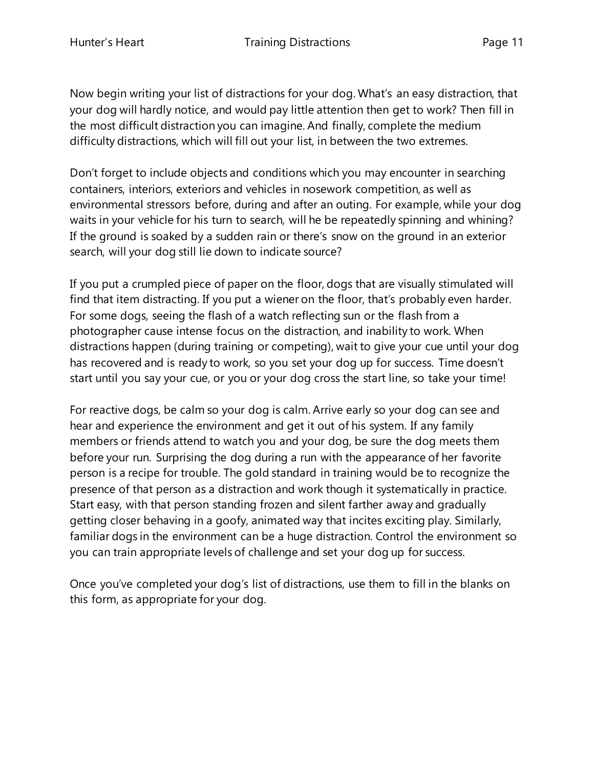Now begin writing your list of distractions for your dog. What's an easy distraction, that your dog will hardly notice, and would pay little attention then get to work? Then fill in the most difficult distraction you can imagine. And finally, complete the medium difficulty distractions, which will fill out your list, in between the two extremes.

Don't forget to include objects and conditions which you may encounter in searching containers, interiors, exteriors and vehicles in nosework competition, as well as environmental stressors before, during and after an outing. For example, while your dog waits in your vehicle for his turn to search, will he be repeatedly spinning and whining? If the ground is soaked by a sudden rain or there's snow on the ground in an exterior search, will your dog still lie down to indicate source?

If you put a crumpled piece of paper on the floor, dogs that are visually stimulated will find that item distracting. If you put a wiener on the floor, that's probably even harder. For some dogs, seeing the flash of a watch reflecting sun or the flash from a photographer cause intense focus on the distraction, and inability to work. When distractions happen (during training or competing), wait to give your cue until your dog has recovered and is ready to work, so you set your dog up for success. Time doesn't start until you say your cue, or you or your dog cross the start line, so take your time!

For reactive dogs, be calm so your dog is calm. Arrive early so your dog can see and hear and experience the environment and get it out of his system. If any family members or friends attend to watch you and your dog, be sure the dog meets them before your run. Surprising the dog during a run with the appearance of her favorite person is a recipe for trouble. The gold standard in training would be to recognize the presence of that person as a distraction and work though it systematically in practice. Start easy, with that person standing frozen and silent farther away and gradually getting closer behaving in a goofy, animated way that incites exciting play. Similarly, familiar dogs in the environment can be a huge distraction. Control the environment so you can train appropriate levels of challenge and set your dog up for success.

Once you've completed your dog's list of distractions, use them to fill in the blanks on this form, as appropriate for your dog.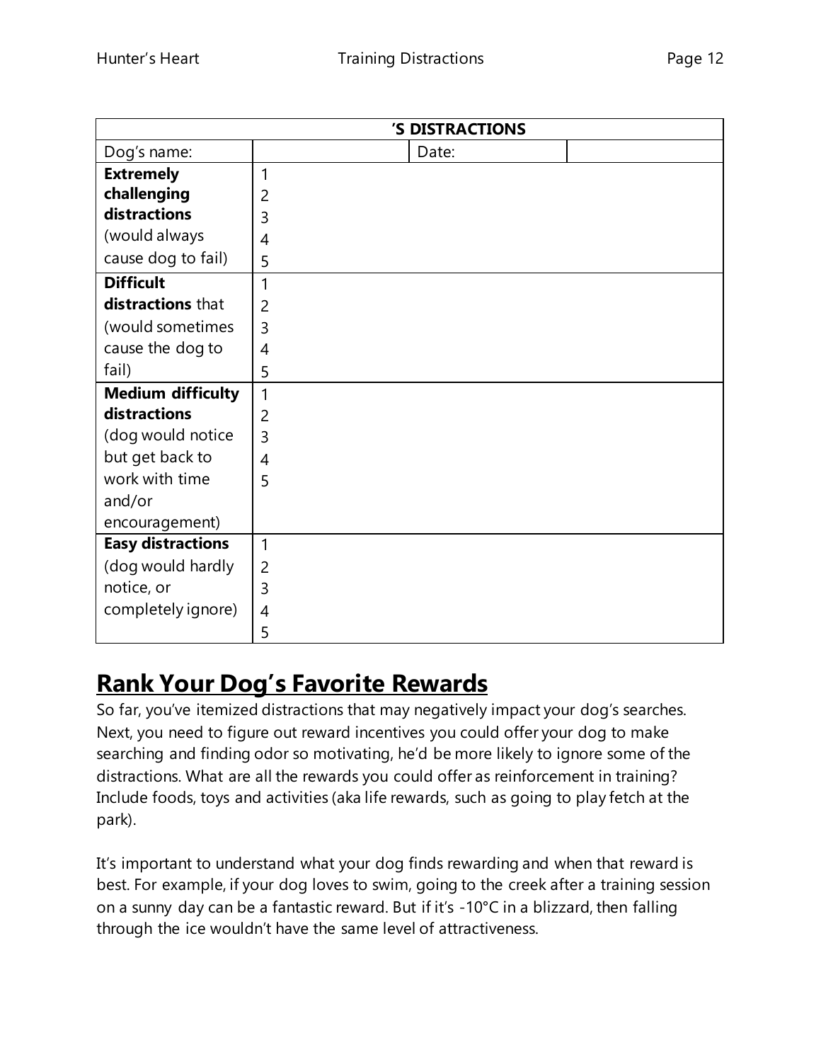| 'S DISTRACTIONS | | | |
|---|---|---|---|
| Dog's name: | | Date: | |
| **Extremely challenging distractions** (would always cause dog to fail) | 1<br>2<br>3<br>4<br>5 | | |
| **Difficult distractions** that (would sometimes cause the dog to fail) | 1<br>2<br>3<br>4<br>5 | | |
| **Medium difficulty distractions** (dog would notice but get back to work with time and/or encouragement) | 1<br>2<br>3<br>4<br>5 | | |
| **Easy distractions** (dog would hardly notice, or completely ignore) | 1<br>2<br>3<br>4<br>5 | | |

## Rank Your Dog's Favorite Rewards

So far, you've itemized distractions that may negatively impact your dog's searches. Next, you need to figure out reward incentives you could offer your dog to make searching and finding odor so motivating, he'd be more likely to ignore some of the distractions. What are all the rewards you could offer as reinforcement in training? Include foods, toys and activities (aka life rewards, such as going to play fetch at the park).

It's important to understand what your dog finds rewarding and when that reward is best. For example, if your dog loves to swim, going to the creek after a training session on a sunny day can be a fantastic reward. But if it's -10°C in a blizzard, then falling through the ice wouldn't have the same level of attractiveness.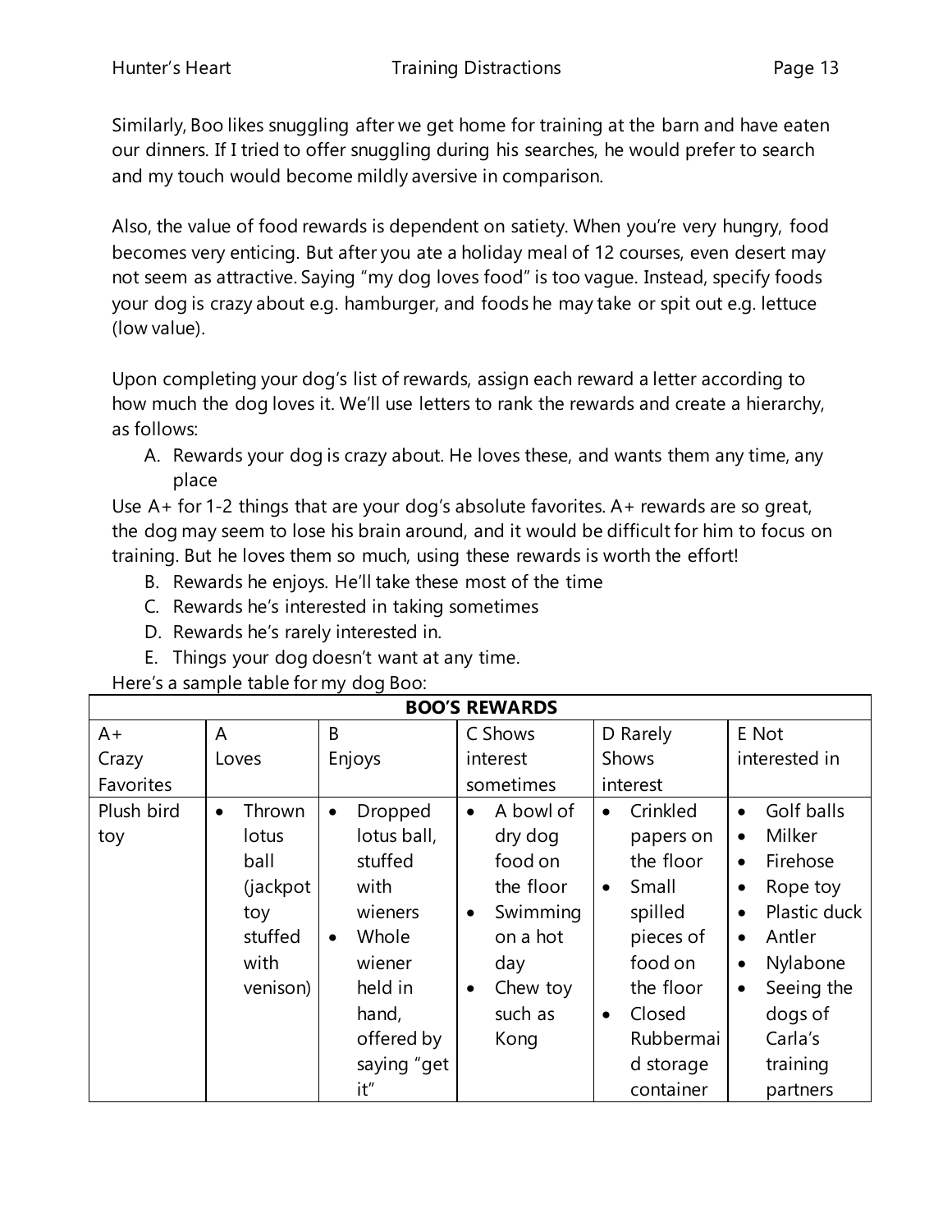Similarly, Boo likes snuggling after we get home for training at the barn and have eaten our dinners. If I tried to offer snuggling during his searches, he would prefer to search and my touch would become mildly aversive in comparison.

Also, the value of food rewards is dependent on satiety. When you're very hungry, food becomes very enticing. But after you ate a holiday meal of 12 courses, even desert may not seem as attractive. Saying "my dog loves food" is too vague. Instead, specify foods your dog is crazy about e.g. hamburger, and foods he may take or spit out e.g. lettuce (low value).

Upon completing your dog's list of rewards, assign each reward a letter according to how much the dog loves it. We'll use letters to rank the rewards and create a hierarchy, as follows:

A. Rewards your dog is crazy about. He loves these, and wants them any time, any place

Use A+ for 1-2 things that are your dog's absolute favorites. A+ rewards are so great, the dog may seem to lose his brain around, and it would be difficult for him to focus on training. But he loves them so much, using these rewards is worth the effort!

B. Rewards he enjoys. He'll take these most of the time
C. Rewards he's interested in taking sometimes
D. Rewards he's rarely interested in.
E. Things your dog doesn't want at any time.

Here's a sample table for my dog Boo:

| BOO'S REWARDS | | | | | |
|---|---|---|---|---|---|
| A+ Crazy Favorites | A Loves | B Enjoys | C Shows interest sometimes | D Rarely Shows interest | E Not interested in |
| Plush bird toy | • Thrown lotus ball (jackpot toy stuffed with venison) | • Dropped lotus ball, stuffed with wieners<br>• Whole wiener held in hand, offered by saying "get it" | • A bowl of dry dog food on the floor<br>• Swimming on a hot day<br>• Chew toy such as Kong | • Crinkled papers on the floor<br>• Small spilled pieces of food on the floor<br>• Closed Rubbermaid storage container | • Golf balls<br>• Milker<br>• Firehose<br>• Rope toy<br>• Plastic duck<br>• Antler<br>• Nylabone<br>• Seeing the dogs of Carla's training partners |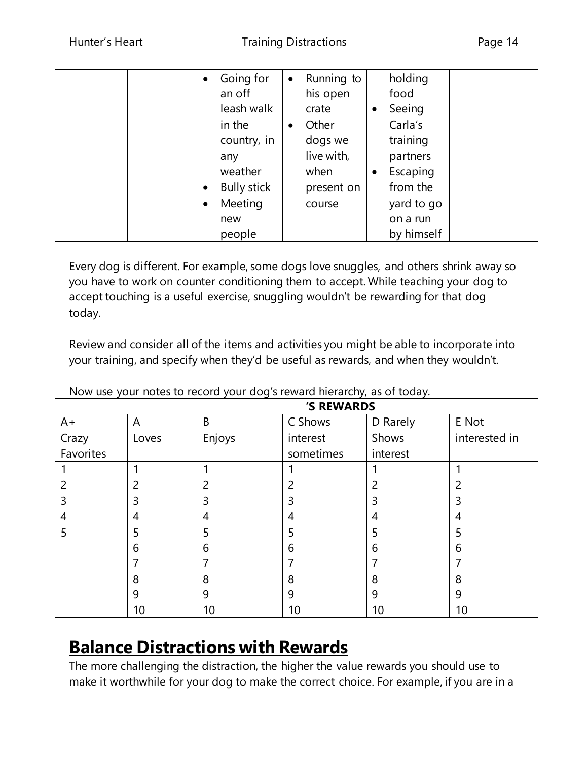| | | | | | |
|---|---|---|---|---|---|
| | | • Going for an off leash walk in the country, in any weather<br>• Bully stick<br>• Meeting new people | • Running to his open crate<br>• Other dogs we live with, when present on course | holding food<br>• Seeing Carla's training partners<br>• Escaping from the yard to go on a run by himself | |

Every dog is different. For example, some dogs love snuggles, and others shrink away so you have to work on counter conditioning them to accept. While teaching your dog to accept touching is a useful exercise, snuggling wouldn't be rewarding for that dog today.

Review and consider all of the items and activities you might be able to incorporate into your training, and specify when they'd be useful as rewards, and when they wouldn't.

Now use your notes to record your dog's reward hierarchy, as of today.

| 'S REWARDS | | | | | |
|---|---|---|---|---|---|
| A+ Crazy Favorites | A Loves | B Enjoys | C Shows interest sometimes | D Rarely Shows interest | E Not interested in |
| 1 | 1 | 1 | 1 | 1 | 1 |
| 2 | 2 | 2 | 2 | 2 | 2 |
| 3 | 3 | 3 | 3 | 3 | 3 |
| 4 | 4 | 4 | 4 | 4 | 4 |
| 5 | 5 | 5 | 5 | 5 | 5 |
| | 6 | 6 | 6 | 6 | 6 |
| | 7 | 7 | 7 | 7 | 7 |
| | 8 | 8 | 8 | 8 | 8 |
| | 9 | 9 | 9 | 9 | 9 |
| | 10 | 10 | 10 | 10 | 10 |

## Balance Distractions with Rewards

The more challenging the distraction, the higher the value rewards you should use to make it worthwhile for your dog to make the correct choice. For example, if you are in a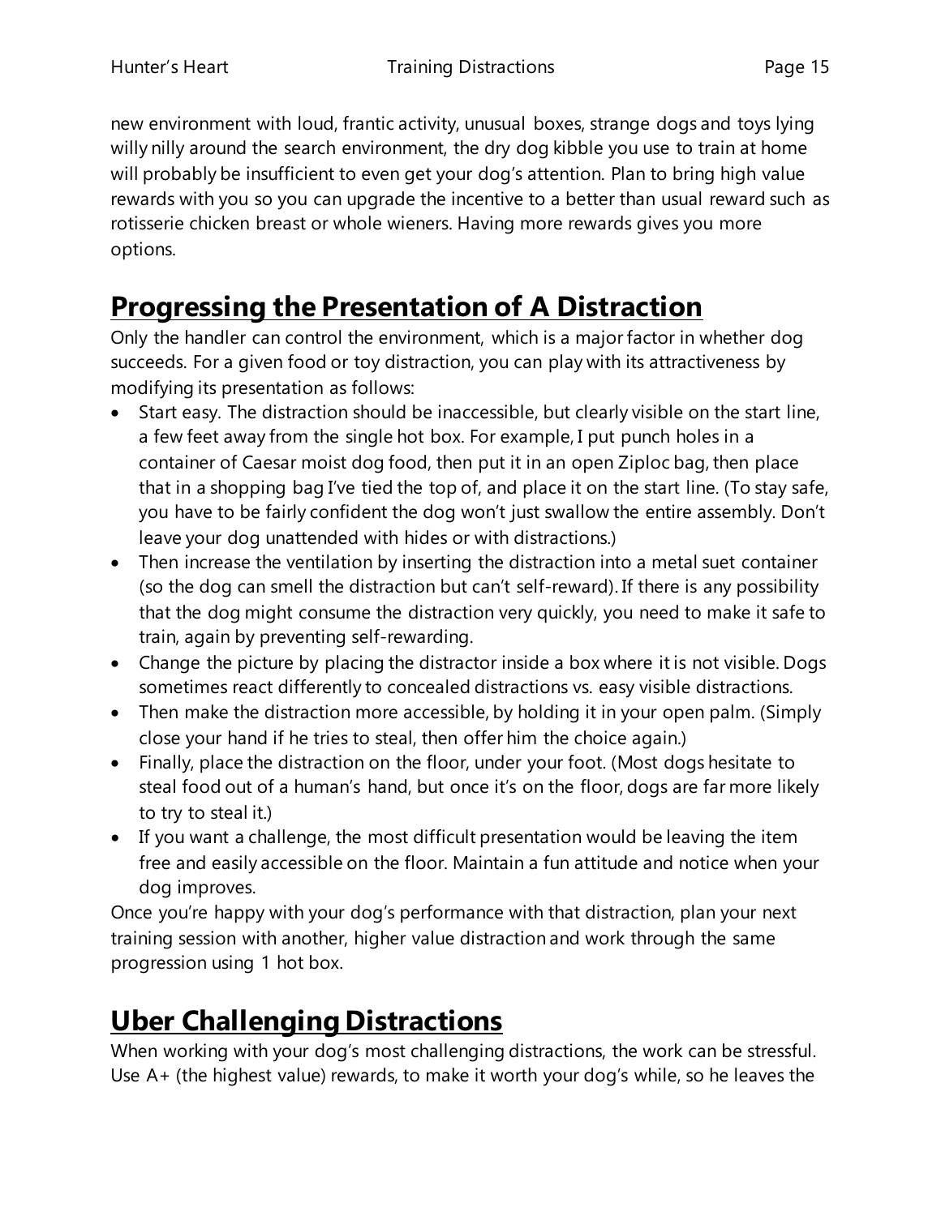new environment with loud, frantic activity, unusual boxes, strange dogs and toys lying willy nilly around the search environment, the dry dog kibble you use to train at home will probably be insufficient to even get your dog's attention. Plan to bring high value rewards with you so you can upgrade the incentive to a better than usual reward such as rotisserie chicken breast or whole wieners. Having more rewards gives you more options.

## Progressing the Presentation of A Distraction

Only the handler can control the environment, which is a major factor in whether dog succeeds. For a given food or toy distraction, you can play with its attractiveness by modifying its presentation as follows:

- Start easy. The distraction should be inaccessible, but clearly visible on the start line, a few feet away from the single hot box. For example, I put punch holes in a container of Caesar moist dog food, then put it in an open Ziploc bag, then place that in a shopping bag I've tied the top of, and place it on the start line. (To stay safe, you have to be fairly confident the dog won't just swallow the entire assembly. Don't leave your dog unattended with hides or with distractions.)
- Then increase the ventilation by inserting the distraction into a metal suet container (so the dog can smell the distraction but can't self-reward). If there is any possibility that the dog might consume the distraction very quickly, you need to make it safe to train, again by preventing self-rewarding.
- Change the picture by placing the distractor inside a box where it is not visible. Dogs sometimes react differently to concealed distractions vs. easy visible distractions.
- Then make the distraction more accessible, by holding it in your open palm. (Simply close your hand if he tries to steal, then offer him the choice again.)
- Finally, place the distraction on the floor, under your foot. (Most dogs hesitate to steal food out of a human's hand, but once it's on the floor, dogs are far more likely to try to steal it.)
- If you want a challenge, the most difficult presentation would be leaving the item free and easily accessible on the floor. Maintain a fun attitude and notice when your dog improves.

Once you're happy with your dog's performance with that distraction, plan your next training session with another, higher value distraction and work through the same progression using 1 hot box.

## Uber Challenging Distractions

When working with your dog's most challenging distractions, the work can be stressful. Use A+ (the highest value) rewards, to make it worth your dog's while, so he leaves the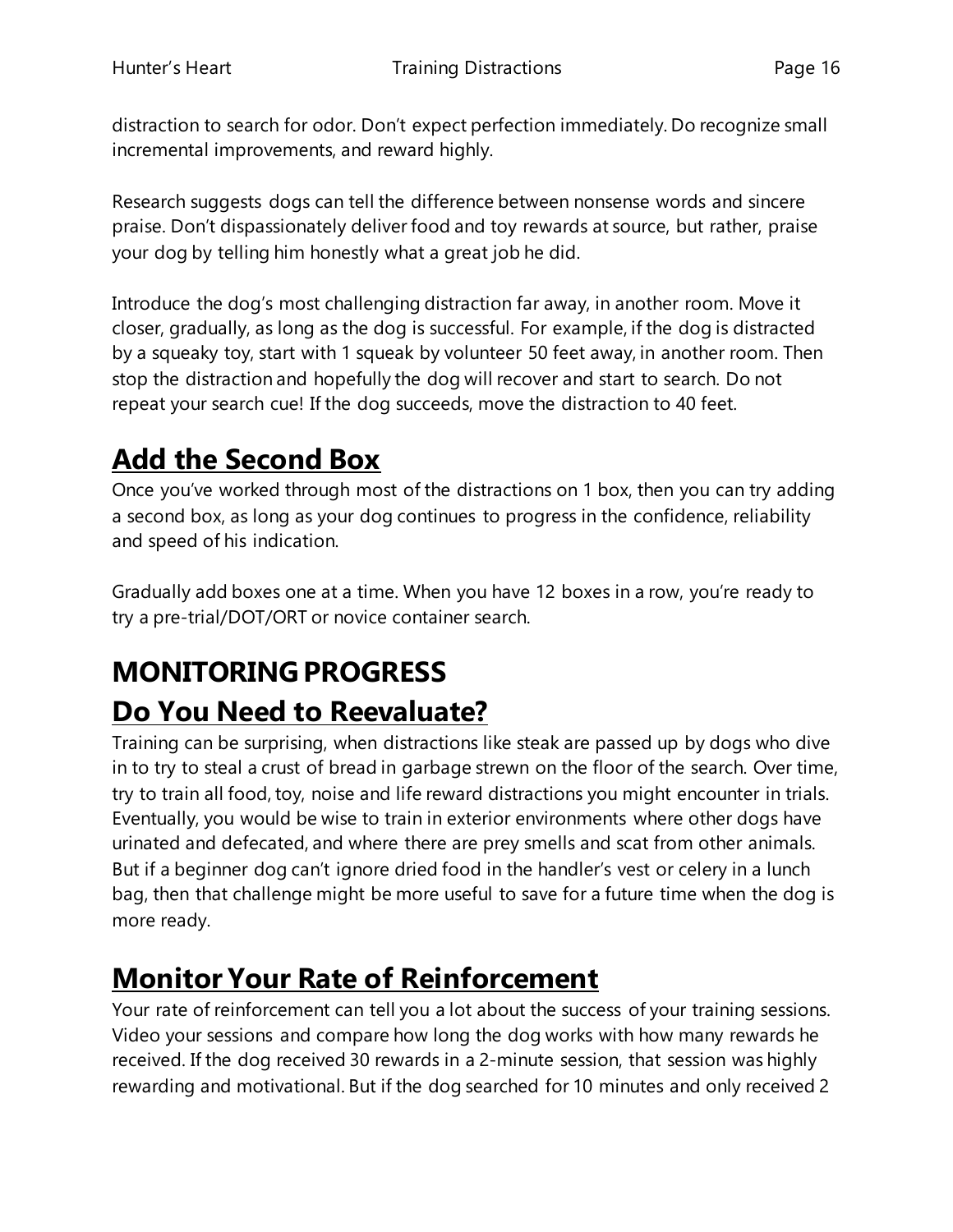distraction to search for odor. Don't expect perfection immediately. Do recognize small incremental improvements, and reward highly.

Research suggests dogs can tell the difference between nonsense words and sincere praise. Don't dispassionately deliver food and toy rewards at source, but rather, praise your dog by telling him honestly what a great job he did.

Introduce the dog's most challenging distraction far away, in another room. Move it closer, gradually, as long as the dog is successful. For example, if the dog is distracted by a squeaky toy, start with 1 squeak by volunteer 50 feet away, in another room. Then stop the distraction and hopefully the dog will recover and start to search. Do not repeat your search cue! If the dog succeeds, move the distraction to 40 feet.

## Add the Second Box

Once you've worked through most of the distractions on 1 box, then you can try adding a second box, as long as your dog continues to progress in the confidence, reliability and speed of his indication.

Gradually add boxes one at a time. When you have 12 boxes in a row, you're ready to try a pre-trial/DOT/ORT or novice container search.

# MONITORING PROGRESS

## Do You Need to Reevaluate?

Training can be surprising, when distractions like steak are passed up by dogs who dive in to try to steal a crust of bread in garbage strewn on the floor of the search. Over time, try to train all food, toy, noise and life reward distractions you might encounter in trials. Eventually, you would be wise to train in exterior environments where other dogs have urinated and defecated, and where there are prey smells and scat from other animals. But if a beginner dog can't ignore dried food in the handler's vest or celery in a lunch bag, then that challenge might be more useful to save for a future time when the dog is more ready.

## Monitor Your Rate of Reinforcement

Your rate of reinforcement can tell you a lot about the success of your training sessions. Video your sessions and compare how long the dog works with how many rewards he received. If the dog received 30 rewards in a 2-minute session, that session was highly rewarding and motivational. But if the dog searched for 10 minutes and only received 2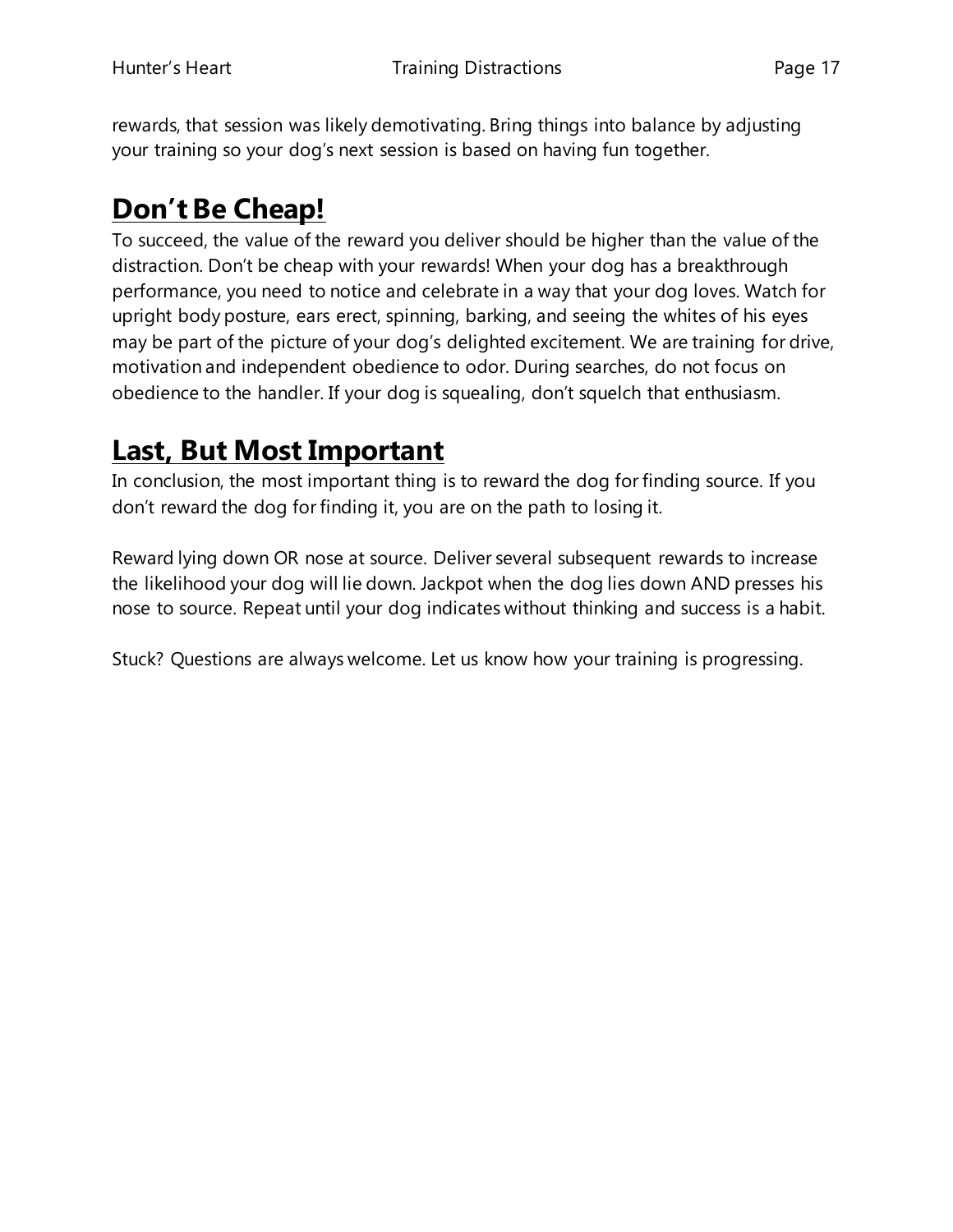rewards, that session was likely demotivating. Bring things into balance by adjusting your training so your dog's next session is based on having fun together.

## Don't Be Cheap!

To succeed, the value of the reward you deliver should be higher than the value of the distraction. Don't be cheap with your rewards! When your dog has a breakthrough performance, you need to notice and celebrate in a way that your dog loves. Watch for upright body posture, ears erect, spinning, barking, and seeing the whites of his eyes may be part of the picture of your dog's delighted excitement. We are training for drive, motivation and independent obedience to odor. During searches, do not focus on obedience to the handler. If your dog is squealing, don't squelch that enthusiasm.

## Last, But Most Important

In conclusion, the most important thing is to reward the dog for finding source. If you don't reward the dog for finding it, you are on the path to losing it.

Reward lying down OR nose at source. Deliver several subsequent rewards to increase the likelihood your dog will lie down. Jackpot when the dog lies down AND presses his nose to source. Repeat until your dog indicates without thinking and success is a habit.

Stuck? Questions are always welcome. Let us know how your training is progressing.